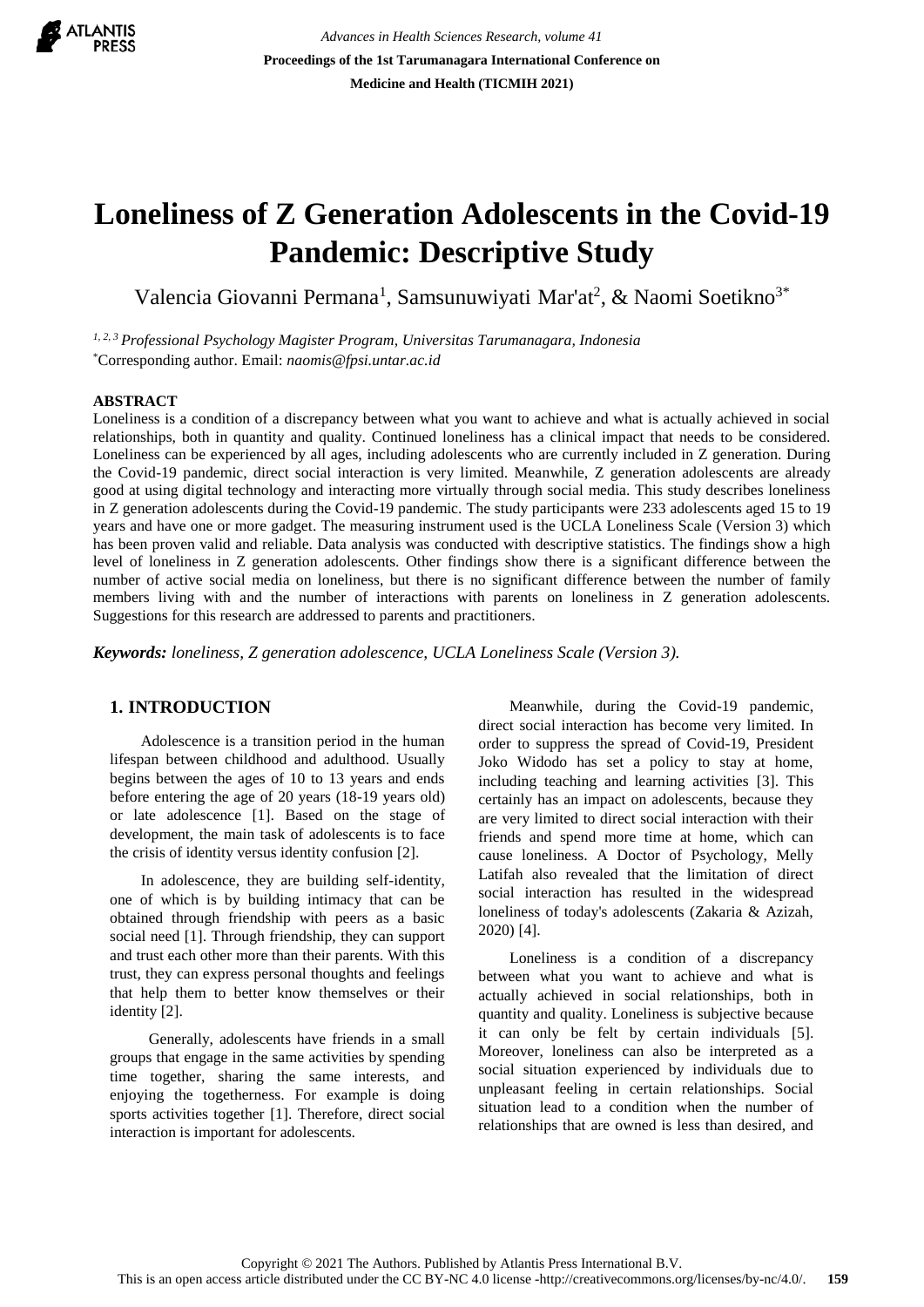# Loneliness of Z Generation Adolescents in the Covid-19 Pandemic: Descriptive Study

Valencia Giovanni Permana[1], Samsunuwiyati Mar'at[2], & Naomi Soetikno[3*]

[1, 2, 3] *Professional Psychology Magister Program, Universitas Tarumanagara, Indonesia*
[*]Corresponding author. Email: *naomis@fpsi.untar.ac.id*

## ABSTRACT

Loneliness is a condition of a discrepancy between what you want to achieve and what is actually achieved in social relationships, both in quantity and quality. Continued loneliness has a clinical impact that needs to be considered. Loneliness can be experienced by all ages, including adolescents who are currently included in Z generation. During the Covid-19 pandemic, direct social interaction is very limited. Meanwhile, Z generation adolescents are already good at using digital technology and interacting more virtually through social media. This study describes loneliness in Z generation adolescents during the Covid-19 pandemic. The study participants were 233 adolescents aged 15 to 19 years and have one or more gadget. The measuring instrument used is the UCLA Loneliness Scale (Version 3) which has been proven valid and reliable. Data analysis was conducted with descriptive statistics. The findings show a high level of loneliness in Z generation adolescents. Other findings show there is a significant difference between the number of active social media on loneliness, but there is no significant difference between the number of family members living with and the number of interactions with parents on loneliness in Z generation adolescents. Suggestions for this research are addressed to parents and practitioners.

***Keywords:*** *loneliness, Z generation adolescence, UCLA Loneliness Scale (Version 3).*

## 1. INTRODUCTION

Adolescence is a transition period in the human lifespan between childhood and adulthood. Usually begins between the ages of 10 to 13 years and ends before entering the age of 20 years (18-19 years old) or late adolescence [1]. Based on the stage of development, the main task of adolescents is to face the crisis of identity versus identity confusion [2].

In adolescence, they are building self-identity, one of which is by building intimacy that can be obtained through friendship with peers as a basic social need [1]. Through friendship, they can support and trust each other more than their parents. With this trust, they can express personal thoughts and feelings that help them to better know themselves or their identity [2].

Generally, adolescents have friends in a small groups that engage in the same activities by spending time together, sharing the same interests, and enjoying the togetherness. For example is doing sports activities together [1]. Therefore, direct social interaction is important for adolescents.

Meanwhile, during the Covid-19 pandemic, direct social interaction has become very limited. In order to suppress the spread of Covid-19, President Joko Widodo has set a policy to stay at home, including teaching and learning activities [3]. This certainly has an impact on adolescents, because they are very limited to direct social interaction with their friends and spend more time at home, which can cause loneliness. A Doctor of Psychology, Melly Latifah also revealed that the limitation of direct social interaction has resulted in the widespread loneliness of today's adolescents (Zakaria & Azizah, 2020) [4].

Loneliness is a condition of a discrepancy between what you want to achieve and what is actually achieved in social relationships, both in quantity and quality. Loneliness is subjective because it can only be felt by certain individuals [5]. Moreover, loneliness can also be interpreted as a social situation experienced by individuals due to unpleasant feeling in certain relationships. Social situation lead to a condition when the number of relationships that are owned is less than desired, and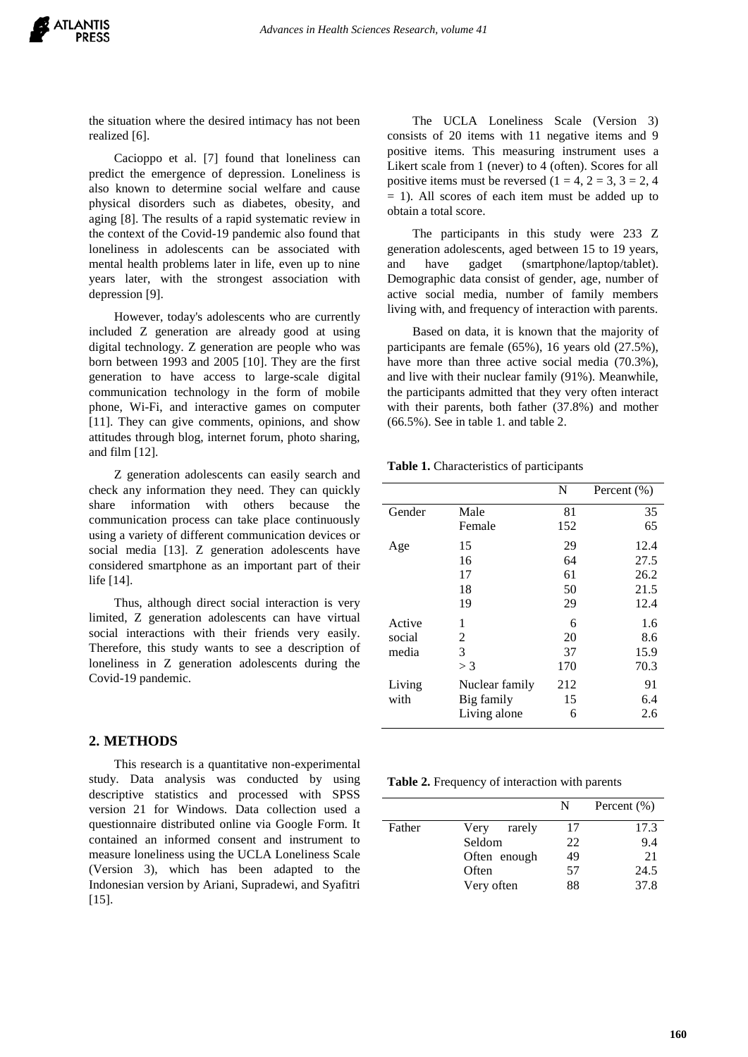the situation where the desired intimacy has not been realized [6].

Cacioppo et al. [7] found that loneliness can predict the emergence of depression. Loneliness is also known to determine social welfare and cause physical disorders such as diabetes, obesity, and aging [8]. The results of a rapid systematic review in the context of the Covid-19 pandemic also found that loneliness in adolescents can be associated with mental health problems later in life, even up to nine years later, with the strongest association with depression [9].

However, today's adolescents who are currently included Z generation are already good at using digital technology. Z generation are people who was born between 1993 and 2005 [10]. They are the first generation to have access to large-scale digital communication technology in the form of mobile phone, Wi-Fi, and interactive games on computer [11]. They can give comments, opinions, and show attitudes through blog, internet forum, photo sharing, and film [12].

Z generation adolescents can easily search and check any information they need. They can quickly share information with others because the communication process can take place continuously using a variety of different communication devices or social media [13]. Z generation adolescents have considered smartphone as an important part of their life [14].

Thus, although direct social interaction is very limited, Z generation adolescents can have virtual social interactions with their friends very easily. Therefore, this study wants to see a description of loneliness in Z generation adolescents during the Covid-19 pandemic.

## 2. METHODS

This research is a quantitative non-experimental study. Data analysis was conducted by using descriptive statistics and processed with SPSS version 21 for Windows. Data collection used a questionnaire distributed online via Google Form. It contained an informed consent and instrument to measure loneliness using the UCLA Loneliness Scale (Version 3), which has been adapted to the Indonesian version by Ariani, Supradewi, and Syafitri [15].

The UCLA Loneliness Scale (Version 3) consists of 20 items with 11 negative items and 9 positive items. This measuring instrument uses a Likert scale from 1 (never) to 4 (often). Scores for all positive items must be reversed (1 = 4, 2 = 3, 3 = 2, 4 = 1). All scores of each item must be added up to obtain a total score.

The participants in this study were 233 Z generation adolescents, aged between 15 to 19 years, and have gadget (smartphone/laptop/tablet). Demographic data consist of gender, age, number of active social media, number of family members living with, and frequency of interaction with parents.

Based on data, it is known that the majority of participants are female (65%), 16 years old (27.5%), have more than three active social media (70.3%), and live with their nuclear family (91%). Meanwhile, the participants admitted that they very often interact with their parents, both father (37.8%) and mother (66.5%). See in table 1. and table 2.

**Table 1.** Characteristics of participants

| | | N | Percent (%) |
|---|---|---|---|
| Gender | Male | 81 | 35 |
| | Female | 152 | 65 |
| Age | 15 | 29 | 12.4 |
| | 16 | 64 | 27.5 |
| | 17 | 61 | 26.2 |
| | 18 | 50 | 21.5 |
| | 19 | 29 | 12.4 |
| Active social media | 1 | 6 | 1.6 |
| | 2 | 20 | 8.6 |
| | 3 | 37 | 15.9 |
| | > 3 | 170 | 70.3 |
| Living with | Nuclear family | 212 | 91 |
| | Big family | 15 | 6.4 |
| | Living alone | 6 | 2.6 |

**Table 2.** Frequency of interaction with parents

| | | N | Percent (%) |
|---|---|---|---|
| Father | Very rarely | 17 | 17.3 |
| | Seldom | 22 | 9.4 |
| | Often enough | 49 | 21 |
| | Often | 57 | 24.5 |
| | Very often | 88 | 37.8 |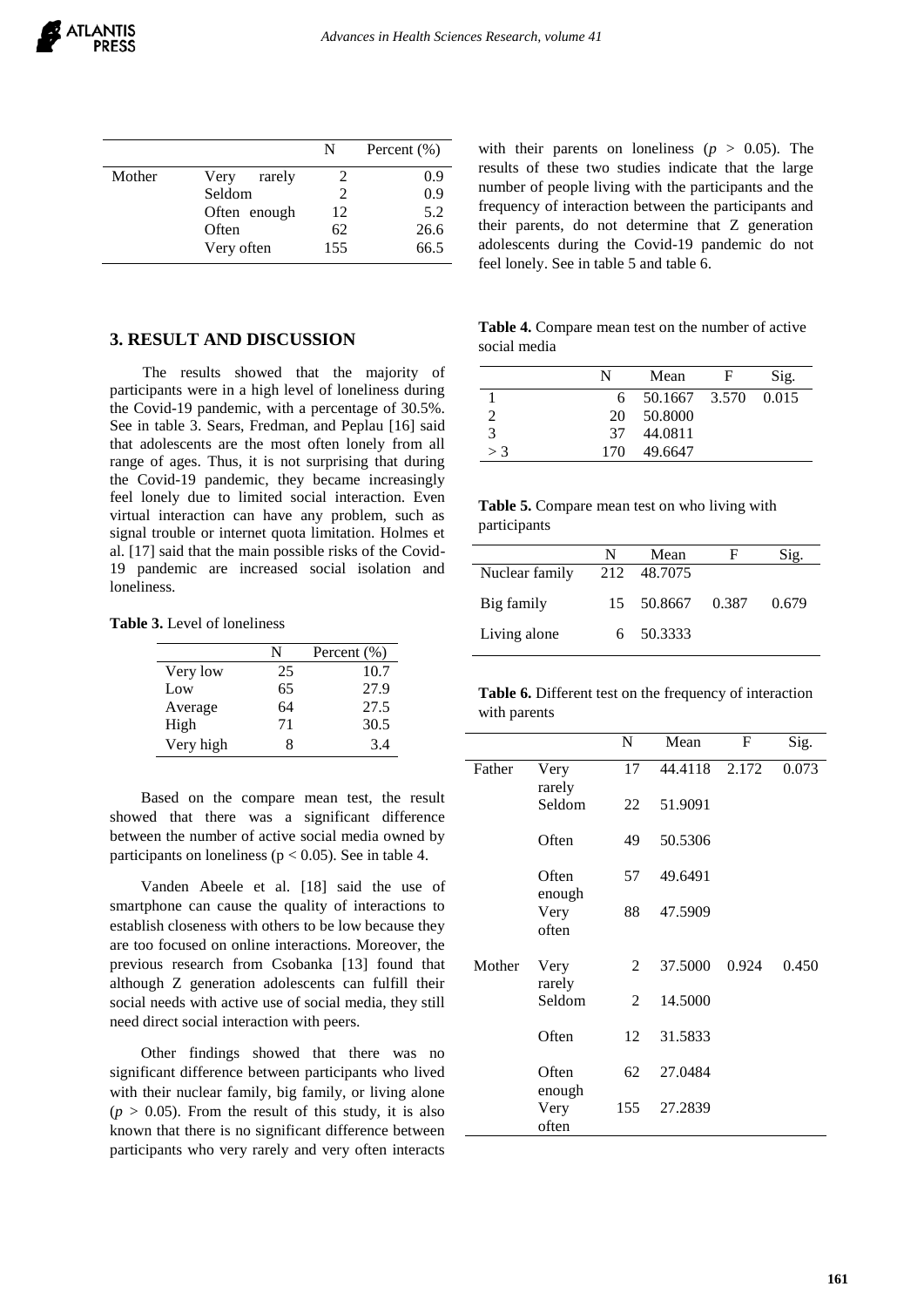| | | N | Percent (%) |
|---|---|---|---|
| Mother | Very rarely | 2 | 0.9 |
| | Seldom | 2 | 0.9 |
| | Often enough | 12 | 5.2 |
| | Often | 62 | 26.6 |
| | Very often | 155 | 66.5 |

## 3. RESULT AND DISCUSSION

The results showed that the majority of participants were in a high level of loneliness during the Covid-19 pandemic, with a percentage of 30.5%. See in table 3. Sears, Fredman, and Peplau [16] said that adolescents are the most often lonely from all range of ages. Thus, it is not surprising that during the Covid-19 pandemic, they became increasingly feel lonely due to limited social interaction. Even virtual interaction can have any problem, such as signal trouble or internet quota limitation. Holmes et al. [17] said that the main possible risks of the Covid-19 pandemic are increased social isolation and loneliness.

**Table 3.** Level of loneliness

| | N | Percent (%) |
|---|---|---|
| Very low | 25 | 10.7 |
| Low | 65 | 27.9 |
| Average | 64 | 27.5 |
| High | 71 | 30.5 |
| Very high | 8 | 3.4 |

Based on the compare mean test, the result showed that there was a significant difference between the number of active social media owned by participants on loneliness ($p < 0.05$). See in table 4.

Vanden Abeele et al. [18] said the use of smartphone can cause the quality of interactions to establish closeness with others to be low because they are too focused on online interactions. Moreover, the previous research from Csobanka [13] found that although Z generation adolescents can fulfill their social needs with active use of social media, they still need direct social interaction with peers.

Other findings showed that there was no significant difference between participants who lived with their nuclear family, big family, or living alone ($p > 0.05$). From the result of this study, it is also known that there is no significant difference between participants who very rarely and very often interacts with their parents on loneliness ($p > 0.05$). The results of these two studies indicate that the large number of people living with the participants and the frequency of interaction between the participants and their parents, do not determine that Z generation adolescents during the Covid-19 pandemic do not feel lonely. See in table 5 and table 6.

**Table 4.** Compare mean test on the number of active social media

| | N | Mean | F | Sig. |
|---|---|---|---|---|
| 1 | 6 | 50.1667 | 3.570 | 0.015 |
| 2 | 20 | 50.8000 | | |
| 3 | 37 | 44.0811 | | |
| > 3 | 170 | 49.6647 | | |

**Table 5.** Compare mean test on who living with participants

| | N | Mean | F | Sig. |
|---|---|---|---|---|
| Nuclear family | 212 | 48.7075 | | |
| Big family | 15 | 50.8667 | 0.387 | 0.679 |
| Living alone | 6 | 50.3333 | | |

**Table 6.** Different test on the frequency of interaction with parents

| | | N | Mean | F | Sig. |
|---|---|---|---|---|---|
| Father | Very rarely | 17 | 44.4118 | 2.172 | 0.073 |
| | Seldom | 22 | 51.9091 | | |
| | Often | 49 | 50.5306 | | |
| | Often enough | 57 | 49.6491 | | |
| | Very often | 88 | 47.5909 | | |
| Mother | Very rarely | 2 | 37.5000 | 0.924 | 0.450 |
| | Seldom | 2 | 14.5000 | | |
| | Often | 12 | 31.5833 | | |
| | Often enough | 62 | 27.0484 | | |
| | Very often | 155 | 27.2839 | | |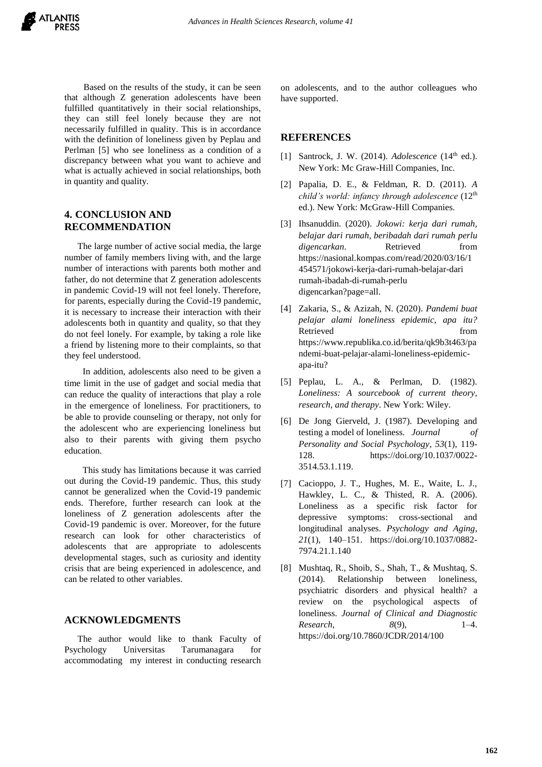Based on the results of the study, it can be seen that although Z generation adolescents have been fulfilled quantitatively in their social relationships, they can still feel lonely because they are not necessarily fulfilled in quality. This is in accordance with the definition of loneliness given by Peplau and Perlman [5] who see loneliness as a condition of a discrepancy between what you want to achieve and what is actually achieved in social relationships, both in quantity and quality.

## 4. CONCLUSION AND RECOMMENDATION

The large number of active social media, the large number of family members living with, and the large number of interactions with parents both mother and father, do not determine that Z generation adolescents in pandemic Covid-19 will not feel lonely. Therefore, for parents, especially during the Covid-19 pandemic, it is necessary to increase their interaction with their adolescents both in quantity and quality, so that they do not feel lonely. For example, by taking a role like a friend by listening more to their complaints, so that they feel understood.

In addition, adolescents also need to be given a time limit in the use of gadget and social media that can reduce the quality of interactions that play a role in the emergence of loneliness. For practitioners, to be able to provide counseling or therapy, not only for the adolescent who are experiencing loneliness but also to their parents with giving them psycho education.

This study has limitations because it was carried out during the Covid-19 pandemic. Thus, this study cannot be generalized when the Covid-19 pandemic ends. Therefore, further research can look at the loneliness of Z generation adolescents after the Covid-19 pandemic is over. Moreover, for the future research can look for other characteristics of adolescents that are appropriate to adolescents developmental stages, such as curiosity and identity crisis that are being experienced in adolescence, and can be related to other variables.

## ACKNOWLEDGMENTS

The author would like to thank Faculty of Psychology Universitas Tarumanagara for accommodating my interest in conducting research on adolescents, and to the author colleagues who have supported.

## REFERENCES

[1] Santrock, J. W. (2014). *Adolescence* (14th ed.). New York: Mc Graw-Hill Companies, Inc.

[2] Papalia, D. E., & Feldman, R. D. (2011). *A child's world: infancy through adolescence* (12th ed.). New York: McGraw-Hill Companies.

[3] Ihsanuddin. (2020). *Jokowi: kerja dari rumah, belajar dari rumah, beribadah dari rumah perlu digencarkan*. Retrieved from https://nasional.kompas.com/read/2020/03/16/1454571/jokowi-kerja-dari-rumah-belajar-dari rumah-ibadah-di-rumah-perlu digencarkan?page=all.

[4] Zakaria, S., & Azizah, N. (2020). *Pandemi buat pelajar alami loneliness epidemic, apa itu?* Retrieved from https://www.republika.co.id/berita/qk9b3t463/pandemi-buat-pelajar-alami-loneliness-epidemic-apa-itu?

[5] Peplau, L. A., & Perlman, D. (1982). *Loneliness: A sourcebook of current theory, research, and therapy*. New York: Wiley.

[6] De Jong Gierveld, J. (1987). Developing and testing a model of loneliness. *Journal of Personality and Social Psychology, 53*(1), 119-128. https://doi.org/10.1037/0022-3514.53.1.119.

[7] Cacioppo, J. T., Hughes, M. E., Waite, L. J., Hawkley, L. C., & Thisted, R. A. (2006). Loneliness as a specific risk factor for depressive symptoms: cross-sectional and longitudinal analyses. *Psychology and Aging*, *21*(1), 140–151. https://doi.org/10.1037/0882-7974.21.1.140

[8] Mushtaq, R., Shoib, S., Shah, T., & Mushtaq, S. (2014). Relationship between loneliness, psychiatric disorders and physical health? a review on the psychological aspects of loneliness. *Journal of Clinical and Diagnostic Research*, *8*(9), 1–4. https://doi.org/10.7860/JCDR/2014/100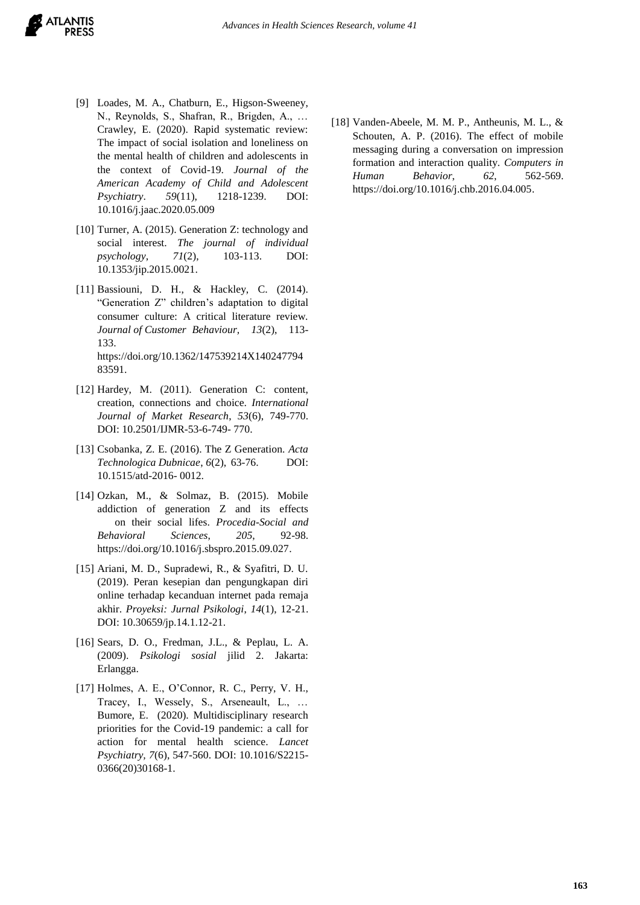[9] Loades, M. A., Chatburn, E., Higson-Sweeney, N., Reynolds, S., Shafran, R., Brigden, A., … Crawley, E. (2020). Rapid systematic review: The impact of social isolation and loneliness on the mental health of children and adolescents in the context of Covid-19. *Journal of the American Academy of Child and Adolescent Psychiatry*. *59*(11), 1218-1239. DOI: 10.1016/j.jaac.2020.05.009

[10] Turner, A. (2015). Generation Z: technology and social interest. *The journal of individual psychology*, *71*(2), 103-113. DOI: 10.1353/jip.2015.0021.

[11] Bassiouni, D. H., & Hackley, C. (2014). "Generation Z" children's adaptation to digital consumer culture: A critical literature review. *Journal of Customer Behaviour, 13*(2), 113-133. https://doi.org/10.1362/147539214X14024779483591.

[12] Hardey, M. (2011). Generation C: content, creation, connections and choice. *International Journal of Market Research*, *53*(6), 749-770. DOI: 10.2501/IJMR-53-6-749- 770.

[13] Csobanka, Z. E. (2016). The Z Generation. *Acta Technologica Dubnicae*, *6*(2), 63-76. DOI: 10.1515/atd-2016- 0012.

[14] Ozkan, M., & Solmaz, B. (2015). Mobile addiction of generation Z and its effects on their social lifes. *Procedia-Social and Behavioral Sciences*, *205*, 92-98. https://doi.org/10.1016/j.sbspro.2015.09.027.

[15] Ariani, M. D., Supradewi, R., & Syafitri, D. U. (2019). Peran kesepian dan pengungkapan diri online terhadap kecanduan internet pada remaja akhir. *Proyeksi: Jurnal Psikologi*, *14*(1), 12-21. DOI: 10.30659/jp.14.1.12-21.

[16] Sears, D. O., Fredman, J.L., & Peplau, L. A. (2009). *Psikologi sosial* jilid 2. Jakarta: Erlangga.

[17] Holmes, A. E., O'Connor, R. C., Perry, V. H., Tracey, I., Wessely, S., Arseneault, L., … Bumore, E. (2020). Multidisciplinary research priorities for the Covid-19 pandemic: a call for action for mental health science. *Lancet Psychiatry*, *7*(6), 547-560. DOI: 10.1016/S2215-0366(20)30168-1.

[18] Vanden-Abeele, M. M. P., Antheunis, M. L., & Schouten, A. P. (2016). The effect of mobile messaging during a conversation on impression formation and interaction quality. *Computers in Human Behavior*, *62*, 562-569. https://doi.org/10.1016/j.chb.2016.04.005.